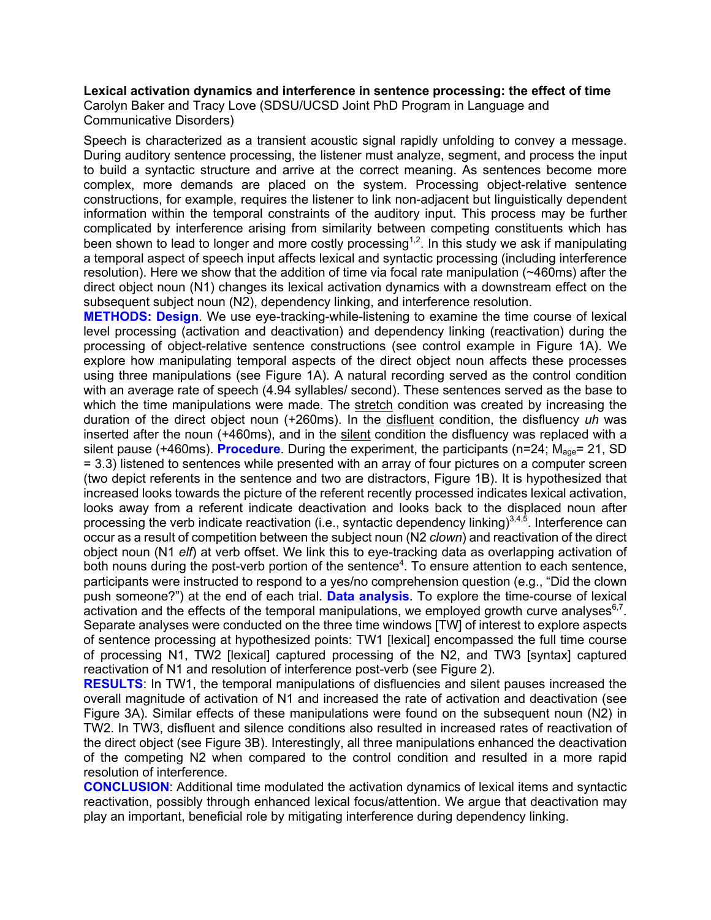**Lexical activation dynamics and interference in sentence processing: the effect of time**
Carolyn Baker and Tracy Love (SDSU/UCSD Joint PhD Program in Language and Communicative Disorders)

Speech is characterized as a transient acoustic signal rapidly unfolding to convey a message. During auditory sentence processing, the listener must analyze, segment, and process the input to build a syntactic structure and arrive at the correct meaning. As sentences become more complex, more demands are placed on the system. Processing object-relative sentence constructions, for example, requires the listener to link non-adjacent but linguistically dependent information within the temporal constraints of the auditory input. This process may be further complicated by interference arising from similarity between competing constituents which has been shown to lead to longer and more costly processing[1,2]. In this study we ask if manipulating a temporal aspect of speech input affects lexical and syntactic processing (including interference resolution). Here we show that the addition of time via focal rate manipulation (~460ms) after the direct object noun (N1) changes its lexical activation dynamics with a downstream effect on the subsequent subject noun (N2), dependency linking, and interference resolution.

**METHODS: Design**. We use eye-tracking-while-listening to examine the time course of lexical level processing (activation and deactivation) and dependency linking (reactivation) during the processing of object-relative sentence constructions (see control example in Figure 1A). We explore how manipulating temporal aspects of the direct object noun affects these processes using three manipulations (see Figure 1A). A natural recording served as the control condition with an average rate of speech (4.94 syllables/ second). These sentences served as the base to which the time manipulations were made. The stretch condition was created by increasing the duration of the direct object noun (+260ms). In the disfluent condition, the disfluency *uh* was inserted after the noun (+460ms), and in the silent condition the disfluency was replaced with a silent pause (+460ms). **Procedure**. During the experiment, the participants (n=24; $M_{age}$= 21, SD = 3.3) listened to sentences while presented with an array of four pictures on a computer screen (two depict referents in the sentence and two are distractors, Figure 1B). It is hypothesized that increased looks towards the picture of the referent recently processed indicates lexical activation, looks away from a referent indicate deactivation and looks back to the displaced noun after processing the verb indicate reactivation (i.e., syntactic dependency linking)[3,4,5]. Interference can occur as a result of competition between the subject noun (N2 *clown*) and reactivation of the direct object noun (N1 *elf*) at verb offset. We link this to eye-tracking data as overlapping activation of both nouns during the post-verb portion of the sentence[4]. To ensure attention to each sentence, participants were instructed to respond to a yes/no comprehension question (e.g., "Did the clown push someone?") at the end of each trial. **Data analysis**. To explore the time-course of lexical activation and the effects of the temporal manipulations, we employed growth curve analyses[6,7]. Separate analyses were conducted on the three time windows [TW] of interest to explore aspects of sentence processing at hypothesized points: TW1 [lexical] encompassed the full time course of processing N1, TW2 [lexical] captured processing of the N2, and TW3 [syntax] captured reactivation of N1 and resolution of interference post-verb (see Figure 2).

**RESULTS**: In TW1, the temporal manipulations of disfluencies and silent pauses increased the overall magnitude of activation of N1 and increased the rate of activation and deactivation (see Figure 3A). Similar effects of these manipulations were found on the subsequent noun (N2) in TW2. In TW3, disfluent and silence conditions also resulted in increased rates of reactivation of the direct object (see Figure 3B). Interestingly, all three manipulations enhanced the deactivation of the competing N2 when compared to the control condition and resulted in a more rapid resolution of interference.

**CONCLUSION**: Additional time modulated the activation dynamics of lexical items and syntactic reactivation, possibly through enhanced lexical focus/attention. We argue that deactivation may play an important, beneficial role by mitigating interference during dependency linking.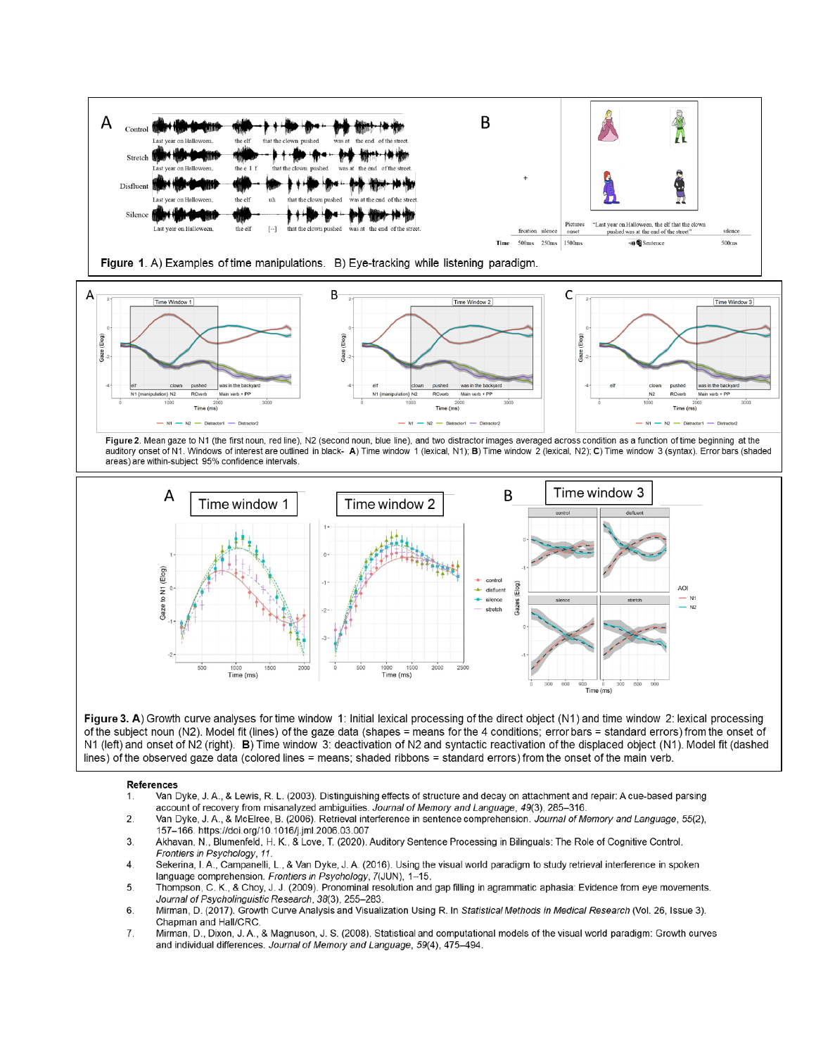A

Control

Last year on Halloween, the elf that the clown pushed was at the end of the street.

Stretch

Last year on Halloween, the e l f that the clown pushed was at the end of the street.

Disfluent

Last year on Halloween, the elf uh that the clown pushed was at the end of the street.

Silence

Last year on Halloween, the elf [--] that the clown pushed was at the end of the street.

B

+

Pictures onset

"Last year on Halloween, the elf that the clown pushed was at the end of the street"

fixation silence

silence

Time 500ms 250ms 1500ms Sentence 500ms

**Figure 1**. A) Examples of time manipulations. B) Eye-tracking while listening paradigm.

A

Time Window 1

Gaze (Elog)

elf clown pushed was in the backyard

N1 (manipulation) N2 RCverb Main verb + PP

Time (ms)

N1 N2 Distractor1 Distractor2

B

Time Window 2

Gaze (Elog)

elf clown pushed was in the backyard

N1 (manipulation) N2 RCverb Main verb + PP

Time (ms)

N1 N2 Distractor1 Distractor2

C

Time Window 3

Gaze (Elog)

elf clown pushed was in the backyard

N1 N2 RCverb Main verb + PP

Time (ms)

N1 N2 Distractor1 Distractor2

**Figure 2**. Mean gaze to N1 (the first noun, red line), N2 (second noun, blue line), and two distractor images averaged across condition as a function of time beginning at the auditory onset of N1. Windows of interest are outlined in black- **A**) Time window 1 (lexical, N1); **B**) Time window 2 (lexical, N2); **C**) Time window 3 (syntax). Error bars (shaded areas) are within-subject 95% confidence intervals.

A

Time window 1

Gaze to N1 (Elog)

Time (ms)

Time window 2

Time (ms)

control

disfluent

silence

stretch

B

Time window 3

control disfluent

silence stretch

Gazes (Elog)

AOI

N1

N2

Time (ms)

**Figure 3. A**) Growth curve analyses for time window 1: Initial lexical processing of the direct object (N1) and time window 2: lexical processing of the subject noun (N2). Model fit (lines) of the gaze data (shapes = means for the 4 conditions; error bars = standard errors) from the onset of N1 (left) and onset of N2 (right). **B**) Time window 3: deactivation of N2 and syntactic reactivation of the displaced object (N1). Model fit (dashed lines) of the observed gaze data (colored lines = means; shaded ribbons = standard errors) from the onset of the main verb.

## References

1. Van Dyke, J. A., & Lewis, R. L. (2003). Distinguishing effects of structure and decay on attachment and repair: A cue-based parsing account of recovery from misanalyzed ambiguities. *Journal of Memory and Language*, *49*(3), 285–316.
2. Van Dyke, J. A., & McElree, B. (2006). Retrieval interference in sentence comprehension. *Journal of Memory and Language*, *55*(2), 157–166. https://doi.org/10.1016/j.jml.2006.03.007
3. Akhavan, N., Blumenfeld, H. K., & Love, T. (2020). Auditory Sentence Processing in Bilinguals: The Role of Cognitive Control. *Frontiers in Psychology*, *11*.
4. Sekerina, I. A., Campanelli, L., & Van Dyke, J. A. (2016). Using the visual world paradigm to study retrieval interference in spoken language comprehension. *Frontiers in Psychology*, *7*(JUN), 1–15.
5. Thompson, C. K., & Choy, J. J. (2009). Pronominal resolution and gap filling in agrammatic aphasia: Evidence from eye movements. *Journal of Psycholinguistic Research*, *38*(3), 255–283.
6. Mirman, D. (2017). Growth Curve Analysis and Visualization Using R. In *Statistical Methods in Medical Research* (Vol. 26, Issue 3). Chapman and Hall/CRC.
7. Mirman, D., Dixon, J. A., & Magnuson, J. S. (2008). Statistical and computational models of the visual world paradigm: Growth curves and individual differences. *Journal of Memory and Language*, *59*(4), 475–494.